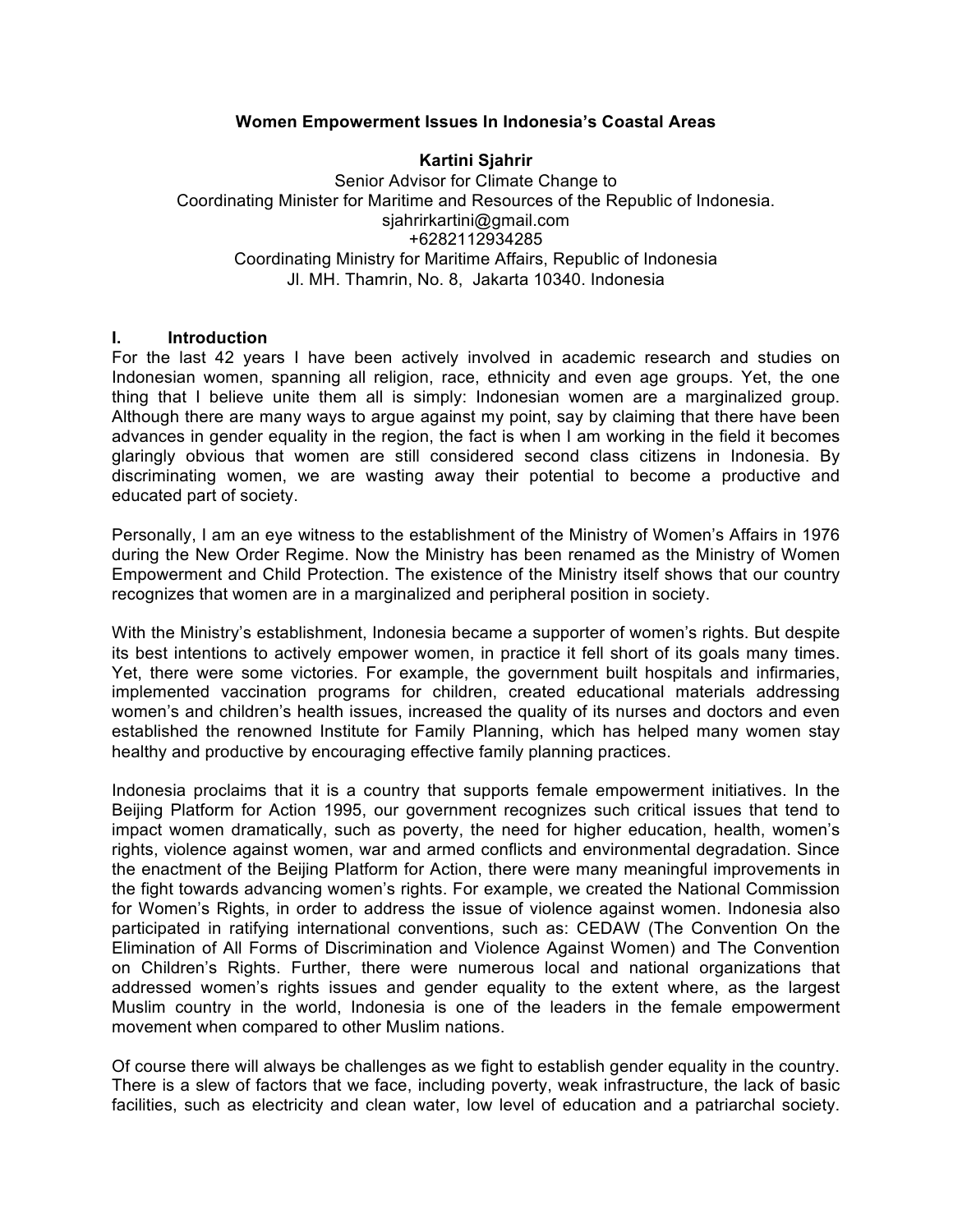# Women Empowerment Issues In Indonesia's Coastal Areas

**Kartini Sjahrir**

Senior Advisor for Climate Change to
Coordinating Minister for Maritime and Resources of the Republic of Indonesia.
sjahrirkartini@gmail.com
+6282112934285
Coordinating Ministry for Maritime Affairs, Republic of Indonesia
Jl. MH. Thamrin, No. 8, Jakarta 10340. Indonesia

## I. Introduction

For the last 42 years I have been actively involved in academic research and studies on Indonesian women, spanning all religion, race, ethnicity and even age groups. Yet, the one thing that I believe unite them all is simply: Indonesian women are a marginalized group. Although there are many ways to argue against my point, say by claiming that there have been advances in gender equality in the region, the fact is when I am working in the field it becomes glaringly obvious that women are still considered second class citizens in Indonesia. By discriminating women, we are wasting away their potential to become a productive and educated part of society.

Personally, I am an eye witness to the establishment of the Ministry of Women's Affairs in 1976 during the New Order Regime. Now the Ministry has been renamed as the Ministry of Women Empowerment and Child Protection. The existence of the Ministry itself shows that our country recognizes that women are in a marginalized and peripheral position in society.

With the Ministry's establishment, Indonesia became a supporter of women's rights. But despite its best intentions to actively empower women, in practice it fell short of its goals many times. Yet, there were some victories. For example, the government built hospitals and infirmaries, implemented vaccination programs for children, created educational materials addressing women's and children's health issues, increased the quality of its nurses and doctors and even established the renowned Institute for Family Planning, which has helped many women stay healthy and productive by encouraging effective family planning practices.

Indonesia proclaims that it is a country that supports female empowerment initiatives. In the Beijing Platform for Action 1995, our government recognizes such critical issues that tend to impact women dramatically, such as poverty, the need for higher education, health, women's rights, violence against women, war and armed conflicts and environmental degradation. Since the enactment of the Beijing Platform for Action, there were many meaningful improvements in the fight towards advancing women's rights. For example, we created the National Commission for Women's Rights, in order to address the issue of violence against women. Indonesia also participated in ratifying international conventions, such as: CEDAW (The Convention On the Elimination of All Forms of Discrimination and Violence Against Women) and The Convention on Children's Rights. Further, there were numerous local and national organizations that addressed women's rights issues and gender equality to the extent where, as the largest Muslim country in the world, Indonesia is one of the leaders in the female empowerment movement when compared to other Muslim nations.

Of course there will always be challenges as we fight to establish gender equality in the country. There is a slew of factors that we face, including poverty, weak infrastructure, the lack of basic facilities, such as electricity and clean water, low level of education and a patriarchal society.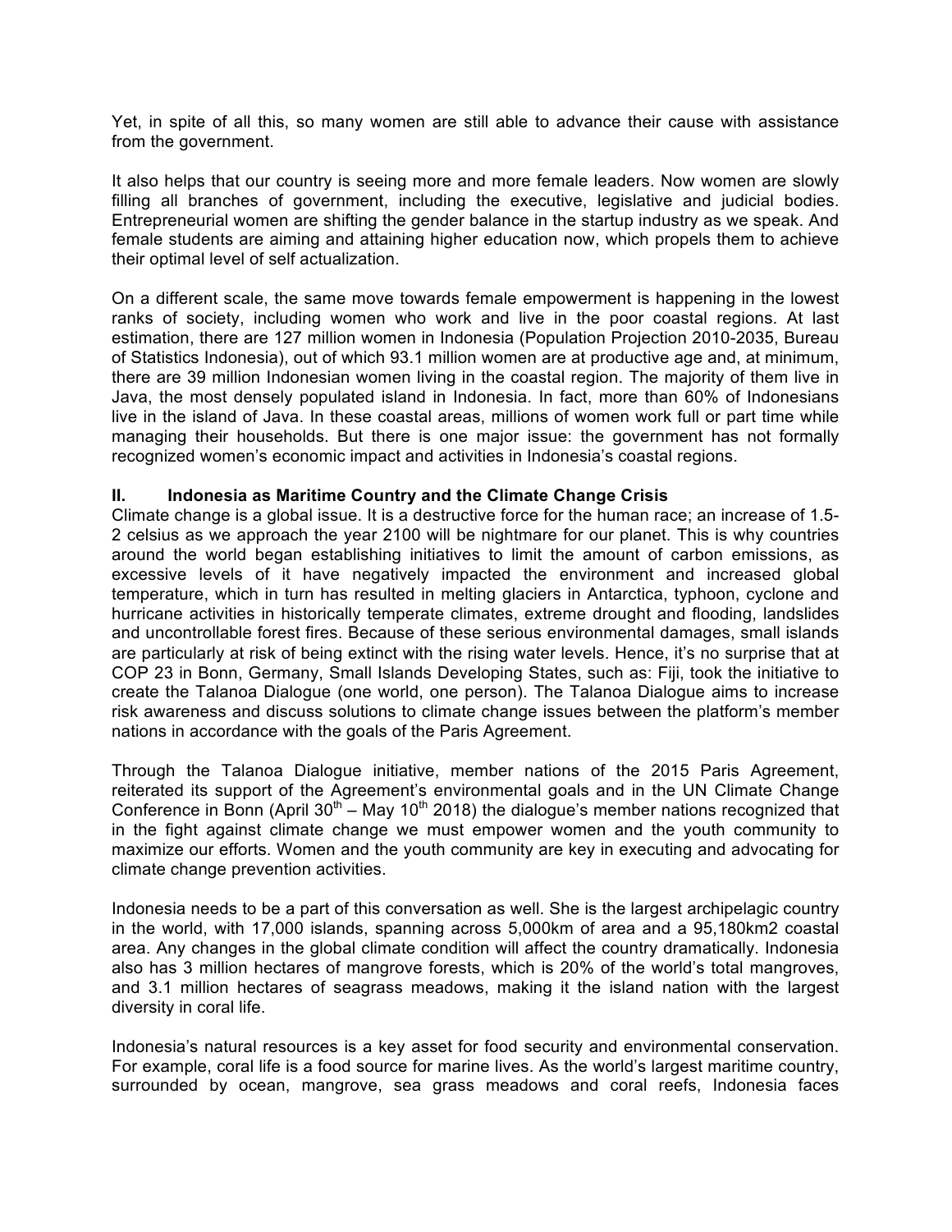Yet, in spite of all this, so many women are still able to advance their cause with assistance from the government.

It also helps that our country is seeing more and more female leaders. Now women are slowly filling all branches of government, including the executive, legislative and judicial bodies. Entrepreneurial women are shifting the gender balance in the startup industry as we speak. And female students are aiming and attaining higher education now, which propels them to achieve their optimal level of self actualization.

On a different scale, the same move towards female empowerment is happening in the lowest ranks of society, including women who work and live in the poor coastal regions. At last estimation, there are 127 million women in Indonesia (Population Projection 2010-2035, Bureau of Statistics Indonesia), out of which 93.1 million women are at productive age and, at minimum, there are 39 million Indonesian women living in the coastal region. The majority of them live in Java, the most densely populated island in Indonesia. In fact, more than 60% of Indonesians live in the island of Java. In these coastal areas, millions of women work full or part time while managing their households. But there is one major issue: the government has not formally recognized women's economic impact and activities in Indonesia's coastal regions.

## II. Indonesia as Maritime Country and the Climate Change Crisis

Climate change is a global issue. It is a destructive force for the human race; an increase of 1.5-2 celsius as we approach the year 2100 will be nightmare for our planet. This is why countries around the world began establishing initiatives to limit the amount of carbon emissions, as excessive levels of it have negatively impacted the environment and increased global temperature, which in turn has resulted in melting glaciers in Antarctica, typhoon, cyclone and hurricane activities in historically temperate climates, extreme drought and flooding, landslides and uncontrollable forest fires. Because of these serious environmental damages, small islands are particularly at risk of being extinct with the rising water levels. Hence, it's no surprise that at COP 23 in Bonn, Germany, Small Islands Developing States, such as: Fiji, took the initiative to create the Talanoa Dialogue (one world, one person). The Talanoa Dialogue aims to increase risk awareness and discuss solutions to climate change issues between the platform's member nations in accordance with the goals of the Paris Agreement.

Through the Talanoa Dialogue initiative, member nations of the 2015 Paris Agreement, reiterated its support of the Agreement's environmental goals and in the UN Climate Change Conference in Bonn (April 30th – May 10th 2018) the dialogue's member nations recognized that in the fight against climate change we must empower women and the youth community to maximize our efforts. Women and the youth community are key in executing and advocating for climate change prevention activities.

Indonesia needs to be a part of this conversation as well. She is the largest archipelagic country in the world, with 17,000 islands, spanning across 5,000km of area and a 95,180km2 coastal area. Any changes in the global climate condition will affect the country dramatically. Indonesia also has 3 million hectares of mangrove forests, which is 20% of the world's total mangroves, and 3.1 million hectares of seagrass meadows, making it the island nation with the largest diversity in coral life.

Indonesia's natural resources is a key asset for food security and environmental conservation. For example, coral life is a food source for marine lives. As the world's largest maritime country, surrounded by ocean, mangrove, sea grass meadows and coral reefs, Indonesia faces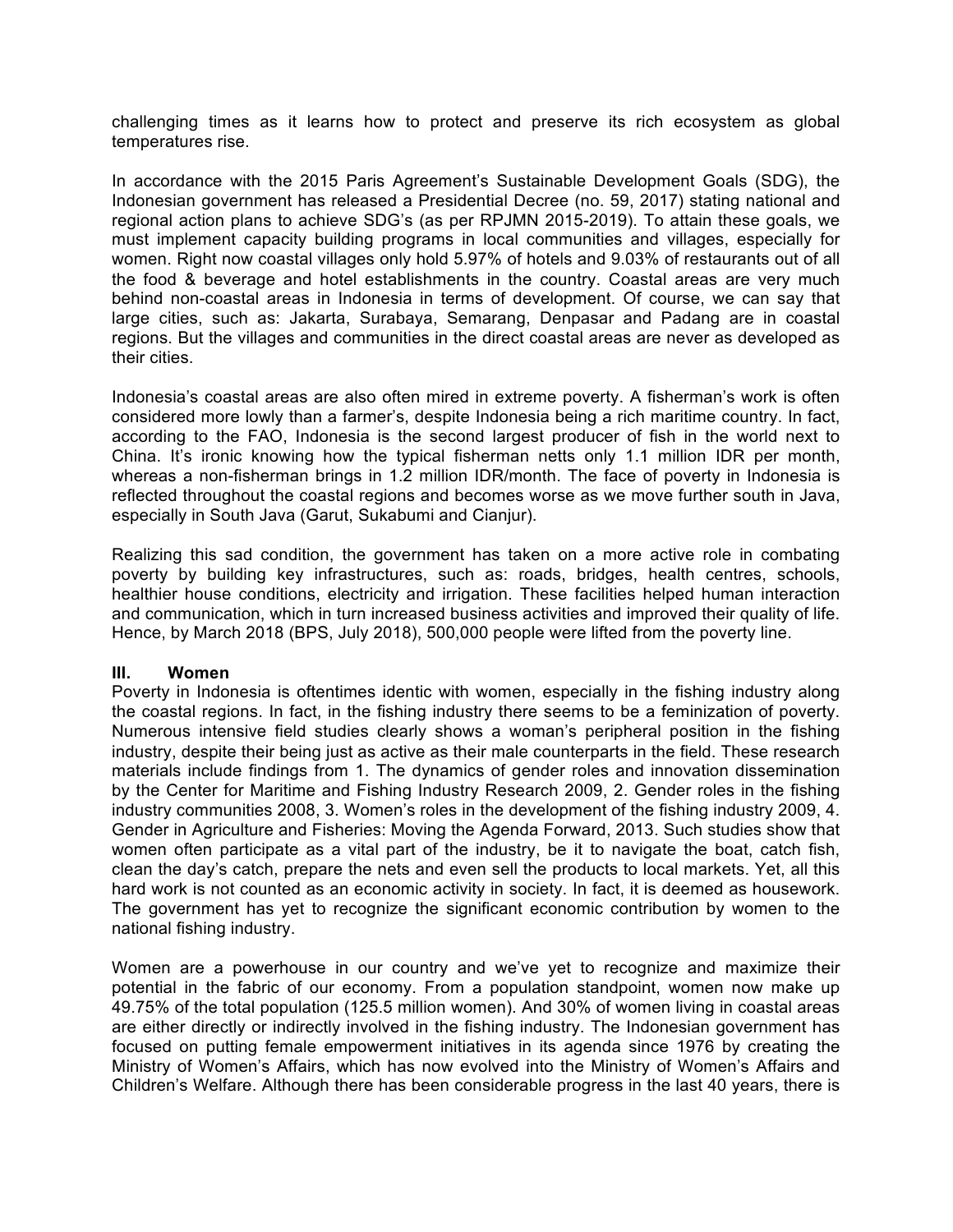challenging times as it learns how to protect and preserve its rich ecosystem as global temperatures rise.

In accordance with the 2015 Paris Agreement's Sustainable Development Goals (SDG), the Indonesian government has released a Presidential Decree (no. 59, 2017) stating national and regional action plans to achieve SDG's (as per RPJMN 2015-2019). To attain these goals, we must implement capacity building programs in local communities and villages, especially for women. Right now coastal villages only hold 5.97% of hotels and 9.03% of restaurants out of all the food & beverage and hotel establishments in the country. Coastal areas are very much behind non-coastal areas in Indonesia in terms of development. Of course, we can say that large cities, such as: Jakarta, Surabaya, Semarang, Denpasar and Padang are in coastal regions. But the villages and communities in the direct coastal areas are never as developed as their cities.

Indonesia's coastal areas are also often mired in extreme poverty. A fisherman's work is often considered more lowly than a farmer's, despite Indonesia being a rich maritime country. In fact, according to the FAO, Indonesia is the second largest producer of fish in the world next to China. It's ironic knowing how the typical fisherman netts only 1.1 million IDR per month, whereas a non-fisherman brings in 1.2 million IDR/month. The face of poverty in Indonesia is reflected throughout the coastal regions and becomes worse as we move further south in Java, especially in South Java (Garut, Sukabumi and Cianjur).

Realizing this sad condition, the government has taken on a more active role in combating poverty by building key infrastructures, such as: roads, bridges, health centres, schools, healthier house conditions, electricity and irrigation. These facilities helped human interaction and communication, which in turn increased business activities and improved their quality of life. Hence, by March 2018 (BPS, July 2018), 500,000 people were lifted from the poverty line.

## III. Women

Poverty in Indonesia is oftentimes identic with women, especially in the fishing industry along the coastal regions. In fact, in the fishing industry there seems to be a feminization of poverty. Numerous intensive field studies clearly shows a woman's peripheral position in the fishing industry, despite their being just as active as their male counterparts in the field. These research materials include findings from 1. The dynamics of gender roles and innovation dissemination by the Center for Maritime and Fishing Industry Research 2009, 2. Gender roles in the fishing industry communities 2008, 3. Women's roles in the development of the fishing industry 2009, 4. Gender in Agriculture and Fisheries: Moving the Agenda Forward, 2013. Such studies show that women often participate as a vital part of the industry, be it to navigate the boat, catch fish, clean the day's catch, prepare the nets and even sell the products to local markets. Yet, all this hard work is not counted as an economic activity in society. In fact, it is deemed as housework. The government has yet to recognize the significant economic contribution by women to the national fishing industry.

Women are a powerhouse in our country and we've yet to recognize and maximize their potential in the fabric of our economy. From a population standpoint, women now make up 49.75% of the total population (125.5 million women). And 30% of women living in coastal areas are either directly or indirectly involved in the fishing industry. The Indonesian government has focused on putting female empowerment initiatives in its agenda since 1976 by creating the Ministry of Women's Affairs, which has now evolved into the Ministry of Women's Affairs and Children's Welfare. Although there has been considerable progress in the last 40 years, there is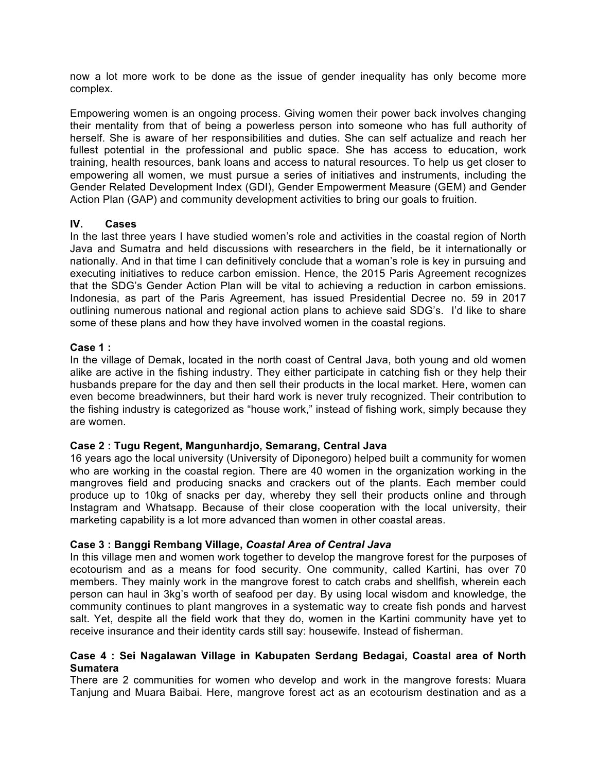now a lot more work to be done as the issue of gender inequality has only become more complex.

Empowering women is an ongoing process. Giving women their power back involves changing their mentality from that of being a powerless person into someone who has full authority of herself. She is aware of her responsibilities and duties. She can self actualize and reach her fullest potential in the professional and public space. She has access to education, work training, health resources, bank loans and access to natural resources. To help us get closer to empowering all women, we must pursue a series of initiatives and instruments, including the Gender Related Development Index (GDI), Gender Empowerment Measure (GEM) and Gender Action Plan (GAP) and community development activities to bring our goals to fruition.

## IV. Cases

In the last three years I have studied women's role and activities in the coastal region of North Java and Sumatra and held discussions with researchers in the field, be it internationally or nationally. And in that time I can definitively conclude that a woman's role is key in pursuing and executing initiatives to reduce carbon emission. Hence, the 2015 Paris Agreement recognizes that the SDG's Gender Action Plan will be vital to achieving a reduction in carbon emissions. Indonesia, as part of the Paris Agreement, has issued Presidential Decree no. 59 in 2017 outlining numerous national and regional action plans to achieve said SDG's. I'd like to share some of these plans and how they have involved women in the coastal regions.

### Case 1 :

In the village of Demak, located in the north coast of Central Java, both young and old women alike are active in the fishing industry. They either participate in catching fish or they help their husbands prepare for the day and then sell their products in the local market. Here, women can even become breadwinners, but their hard work is never truly recognized. Their contribution to the fishing industry is categorized as "house work," instead of fishing work, simply because they are women.

### Case 2 : Tugu Regent, Mangunhardjo, Semarang, Central Java

16 years ago the local university (University of Diponegoro) helped built a community for women who are working in the coastal region. There are 40 women in the organization working in the mangroves field and producing snacks and crackers out of the plants. Each member could produce up to 10kg of snacks per day, whereby they sell their products online and through Instagram and Whatsapp. Because of their close cooperation with the local university, their marketing capability is a lot more advanced than women in other coastal areas.

### Case 3 : Banggi Rembang Village, *Coastal Area of Central Java*

In this village men and women work together to develop the mangrove forest for the purposes of ecotourism and as a means for food security. One community, called Kartini, has over 70 members. They mainly work in the mangrove forest to catch crabs and shellfish, wherein each person can haul in 3kg's worth of seafood per day. By using local wisdom and knowledge, the community continues to plant mangroves in a systematic way to create fish ponds and harvest salt. Yet, despite all the field work that they do, women in the Kartini community have yet to receive insurance and their identity cards still say: housewife. Instead of fisherman.

### Case 4 : Sei Nagalawan Village in Kabupaten Serdang Bedagai, Coastal area of North Sumatera

There are 2 communities for women who develop and work in the mangrove forests: Muara Tanjung and Muara Baibai. Here, mangrove forest act as an ecotourism destination and as a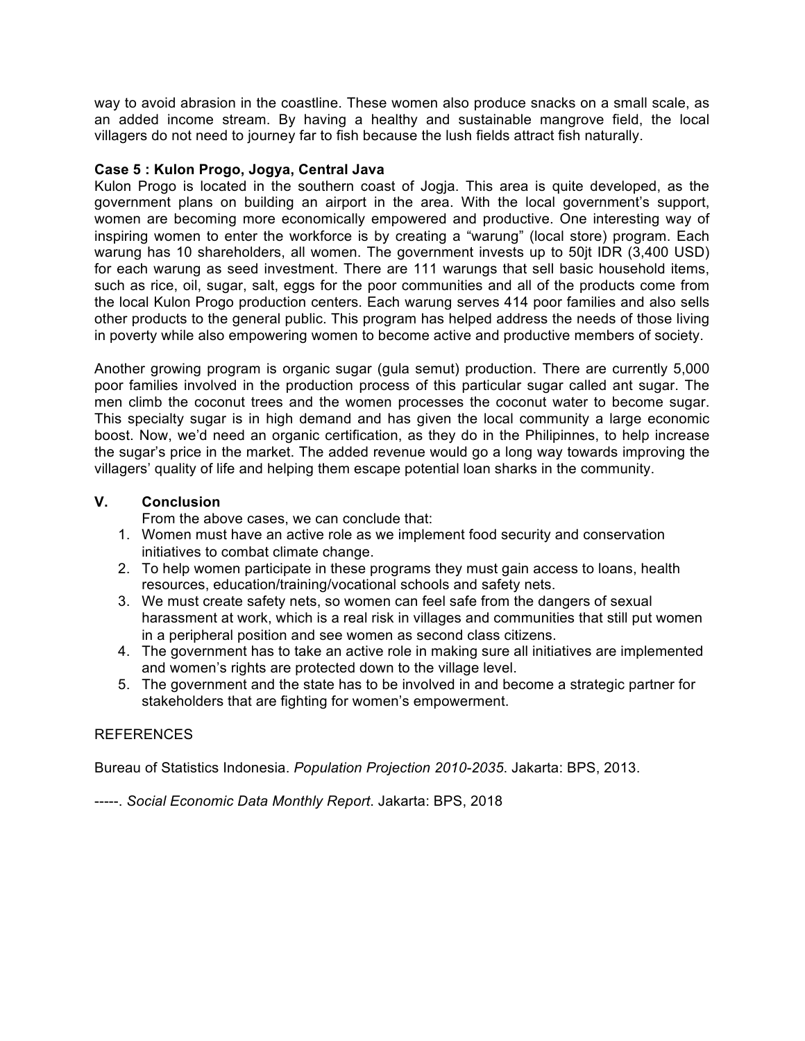way to avoid abrasion in the coastline. These women also produce snacks on a small scale, as an added income stream. By having a healthy and sustainable mangrove field, the local villagers do not need to journey far to fish because the lush fields attract fish naturally.

**Case 5 : Kulon Progo, Jogya, Central Java**

Kulon Progo is located in the southern coast of Jogja. This area is quite developed, as the government plans on building an airport in the area. With the local government's support, women are becoming more economically empowered and productive. One interesting way of inspiring women to enter the workforce is by creating a "warung" (local store) program. Each warung has 10 shareholders, all women. The government invests up to 50jt IDR (3,400 USD) for each warung as seed investment. There are 111 warungs that sell basic household items, such as rice, oil, sugar, salt, eggs for the poor communities and all of the products come from the local Kulon Progo production centers. Each warung serves 414 poor families and also sells other products to the general public. This program has helped address the needs of those living in poverty while also empowering women to become active and productive members of society.

Another growing program is organic sugar (gula semut) production. There are currently 5,000 poor families involved in the production process of this particular sugar called ant sugar. The men climb the coconut trees and the women processes the coconut water to become sugar. This specialty sugar is in high demand and has given the local community a large economic boost. Now, we'd need an organic certification, as they do in the Philipinnes, to help increase the sugar's price in the market. The added revenue would go a long way towards improving the villagers' quality of life and helping them escape potential loan sharks in the community.

## V. Conclusion

From the above cases, we can conclude that:

1. Women must have an active role as we implement food security and conservation initiatives to combat climate change.
2. To help women participate in these programs they must gain access to loans, health resources, education/training/vocational schools and safety nets.
3. We must create safety nets, so women can feel safe from the dangers of sexual harassment at work, which is a real risk in villages and communities that still put women in a peripheral position and see women as second class citizens.
4. The government has to take an active role in making sure all initiatives are implemented and women's rights are protected down to the village level.
5. The government and the state has to be involved in and become a strategic partner for stakeholders that are fighting for women's empowerment.

REFERENCES

Bureau of Statistics Indonesia. *Population Projection 2010-2035*. Jakarta: BPS, 2013.

-----. *Social Economic Data Monthly Report*. Jakarta: BPS, 2018